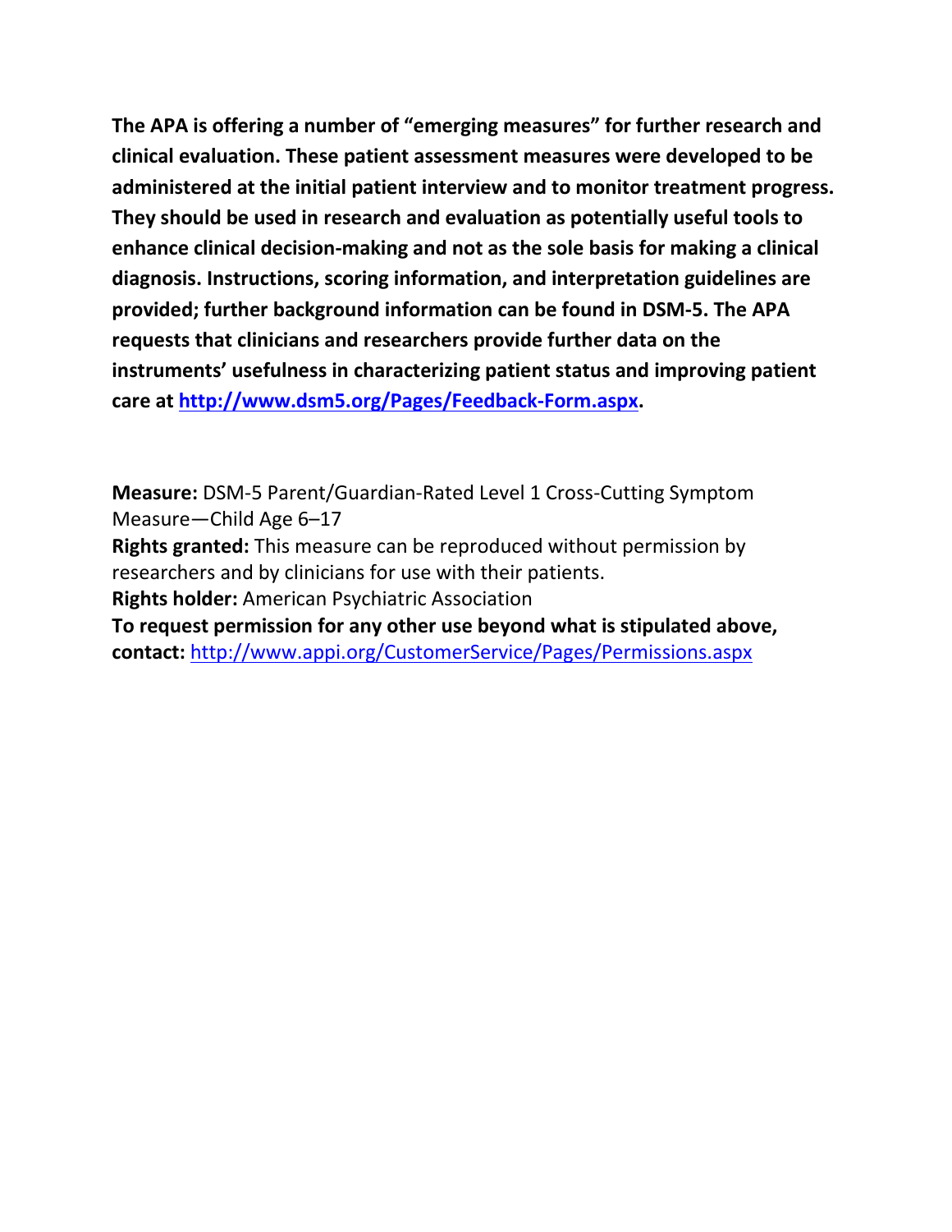**The APA is offering a number of "emerging measures" for further research and clinical evaluation. These patient assessment measures were developed to be administered at the initial patient interview and to monitor treatment progress. They should be used in research and evaluation as potentially useful tools to enhance clinical decision-making and not as the sole basis for making a clinical diagnosis. Instructions, scoring information, and interpretation guidelines are provided; further background information can be found in DSM-5. The APA requests that clinicians and researchers provide further data on the instruments' usefulness in characterizing patient status and improving patient care at [http://www.dsm5.org/Pages/Feedback-Form.aspx](http://www.dsm5.org/Pages/Feedback-Form.aspx).**

**Measure:** DSM-5 Parent/Guardian-Rated Level 1 Cross-Cutting Symptom Measure—Child Age 6–17

**Rights granted:** This measure can be reproduced without permission by researchers and by clinicians for use with their patients.

**Rights holder:** American Psychiatric Association

**To request permission for any other use beyond what is stipulated above, contact:** [http://www.appi.org/CustomerService/Pages/Permissions.aspx](http://www.appi.org/CustomerService/Pages/Permissions.aspx)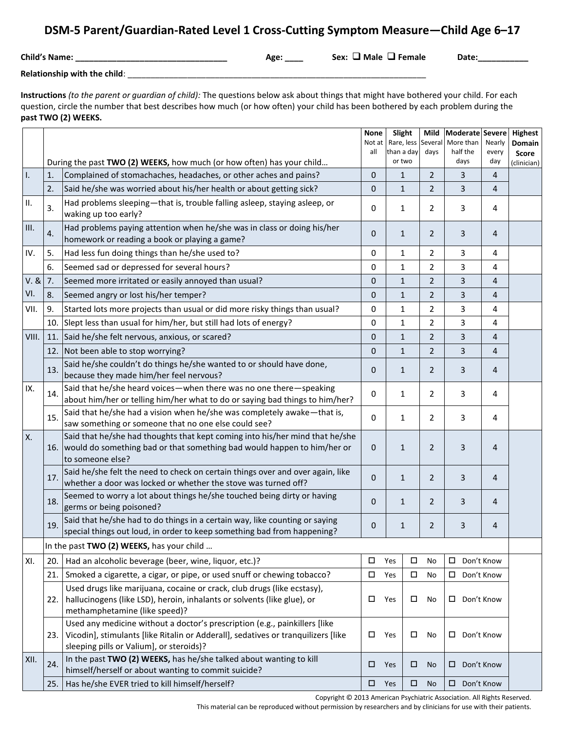# DSM-5 Parent/Guardian-Rated Level 1 Cross-Cutting Symptom Measure—Child Age 6–17

**Child's Name:** ________________________________ **Age:** ____ **Sex:** ❑ **Male** ❑ **Female** **Date:**___________

**Relationship with the child**: ____________________________________________________________________

**Instructions** *(to the parent or guardian of child):* The questions below ask about things that might have bothered your child. For each question, circle the number that best describes how much (or how often) your child has been bothered by each problem during the **past TWO (2) WEEKS.**

| | | During the past **TWO (2) WEEKS,** how much (or how often) has your child… | **None** Not at all | **Slight** Rare, less than a day or two | **Mild** Several days | **Moderate** More than half the days | **Severe** Nearly every day | **Highest Domain Score** (clinician) |
|---|---|---|---|---|---|---|---|---|
| I. | 1. | Complained of stomachaches, headaches, or other aches and pains? | 0 | 1 | 2 | 3 | 4 | |
| | 2. | Said he/she was worried about his/her health or about getting sick? | 0 | 1 | 2 | 3 | 4 | |
| II. | 3. | Had problems sleeping—that is, trouble falling asleep, staying asleep, or waking up too early? | 0 | 1 | 2 | 3 | 4 | |
| III. | 4. | Had problems paying attention when he/she was in class or doing his/her homework or reading a book or playing a game? | 0 | 1 | 2 | 3 | 4 | |
| IV. | 5. | Had less fun doing things than he/she used to? | 0 | 1 | 2 | 3 | 4 | |
| | 6. | Seemed sad or depressed for several hours? | 0 | 1 | 2 | 3 | 4 | |
| V. & VI. | 7. | Seemed more irritated or easily annoyed than usual? | 0 | 1 | 2 | 3 | 4 | |
| | 8. | Seemed angry or lost his/her temper? | 0 | 1 | 2 | 3 | 4 | |
| VII. | 9. | Started lots more projects than usual or did more risky things than usual? | 0 | 1 | 2 | 3 | 4 | |
| | 10. | Slept less than usual for him/her, but still had lots of energy? | 0 | 1 | 2 | 3 | 4 | |
| VIII. | 11. | Said he/she felt nervous, anxious, or scared? | 0 | 1 | 2 | 3 | 4 | |
| | 12. | Not been able to stop worrying? | 0 | 1 | 2 | 3 | 4 | |
| | 13. | Said he/she couldn't do things he/she wanted to or should have done, because they made him/her feel nervous? | 0 | 1 | 2 | 3 | 4 | |
| IX. | 14. | Said that he/she heard voices—when there was no one there—speaking about him/her or telling him/her what to do or saying bad things to him/her? | 0 | 1 | 2 | 3 | 4 | |
| | 15. | Said that he/she had a vision when he/she was completely awake—that is, saw something or someone that no one else could see? | 0 | 1 | 2 | 3 | 4 | |
| X. | 16. | Said that he/she had thoughts that kept coming into his/her mind that he/she would do something bad or that something bad would happen to him/her or to someone else? | 0 | 1 | 2 | 3 | 4 | |
| | 17. | Said he/she felt the need to check on certain things over and over again, like whether a door was locked or whether the stove was turned off? | 0 | 1 | 2 | 3 | 4 | |
| | 18. | Seemed to worry a lot about things he/she touched being dirty or having germs or being poisoned? | 0 | 1 | 2 | 3 | 4 | |
| | 19. | Said that he/she had to do things in a certain way, like counting or saying special things out loud, in order to keep something bad from happening? | 0 | 1 | 2 | 3 | 4 | |
| | | In the past **TWO (2) WEEKS,** has your child … | | | | | | |
| XI. | 20. | Had an alcoholic beverage (beer, wine, liquor, etc.)? | ❑ Yes | | ❑ No | ❑ Don't Know | | |
| | 21. | Smoked a cigarette, a cigar, or pipe, or used snuff or chewing tobacco? | ❑ Yes | | ❑ No | ❑ Don't Know | | |
| | 22. | Used drugs like marijuana, cocaine or crack, club drugs (like ecstasy), hallucinogens (like LSD), heroin, inhalants or solvents (like glue), or methamphetamine (like speed)? | ❑ Yes | | ❑ No | ❑ Don't Know | | |
| | 23. | Used any medicine without a doctor's prescription (e.g., painkillers [like Vicodin], stimulants [like Ritalin or Adderall], sedatives or tranquilizers [like sleeping pills or Valium], or steroids)? | ❑ Yes | | ❑ No | ❑ Don't Know | | |
| XII. | 24. | In the past **TWO (2) WEEKS,** has he/she talked about wanting to kill himself/herself or about wanting to commit suicide? | ❑ Yes | | ❑ No | ❑ Don't Know | | |
| | 25. | Has he/she EVER tried to kill himself/herself? | ❑ Yes | | ❑ No | ❑ Don't Know | | |

Copyright © 2013 American Psychiatric Association. All Rights Reserved.
This material can be reproduced without permission by researchers and by clinicians for use with their patients.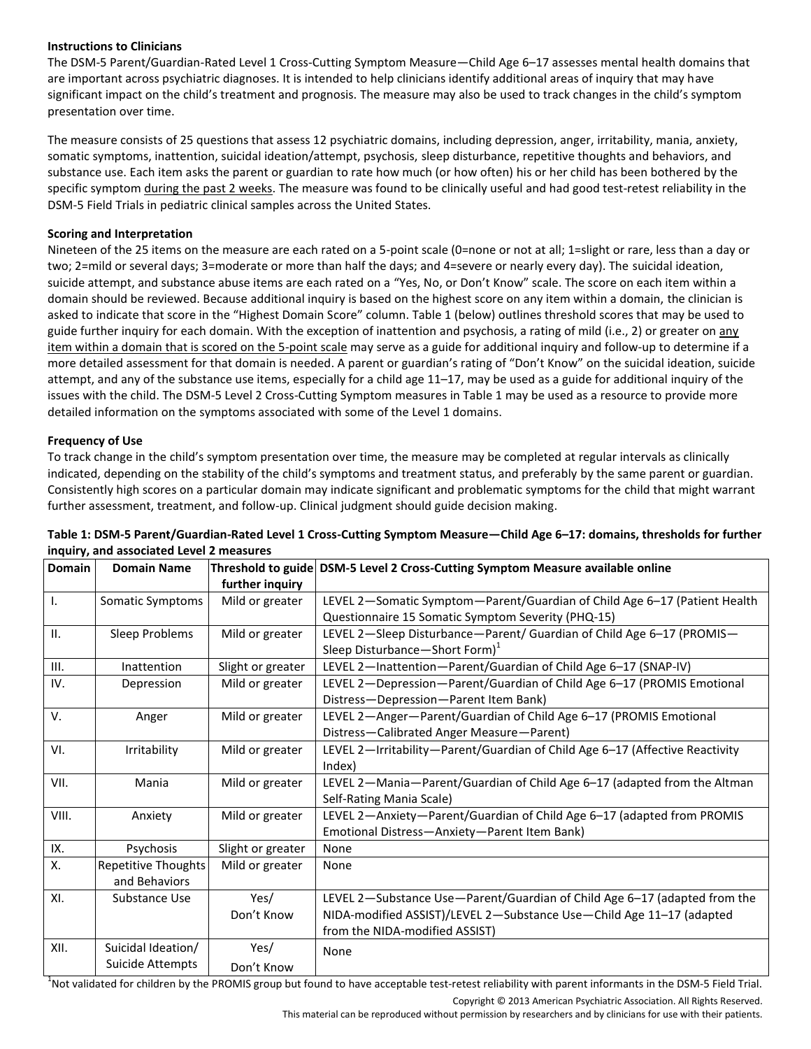**Instructions to Clinicians**

The DSM-5 Parent/Guardian-Rated Level 1 Cross-Cutting Symptom Measure—Child Age 6–17 assesses mental health domains that are important across psychiatric diagnoses. It is intended to help clinicians identify additional areas of inquiry that may have significant impact on the child's treatment and prognosis. The measure may also be used to track changes in the child's symptom presentation over time.

The measure consists of 25 questions that assess 12 psychiatric domains, including depression, anger, irritability, mania, anxiety, somatic symptoms, inattention, suicidal ideation/attempt, psychosis, sleep disturbance, repetitive thoughts and behaviors, and substance use. Each item asks the parent or guardian to rate how much (or how often) his or her child has been bothered by the specific symptom <u>during the past 2 weeks</u>. The measure was found to be clinically useful and had good test-retest reliability in the DSM-5 Field Trials in pediatric clinical samples across the United States.

**Scoring and Interpretation**

Nineteen of the 25 items on the measure are each rated on a 5-point scale (0=none or not at all; 1=slight or rare, less than a day or two; 2=mild or several days; 3=moderate or more than half the days; and 4=severe or nearly every day). The suicidal ideation, suicide attempt, and substance abuse items are each rated on a "Yes, No, or Don't Know" scale. The score on each item within a domain should be reviewed. Because additional inquiry is based on the highest score on any item within a domain, the clinician is asked to indicate that score in the "Highest Domain Score" column. Table 1 (below) outlines threshold scores that may be used to guide further inquiry for each domain. With the exception of inattention and psychosis, a rating of mild (i.e., 2) or greater on <u>any item within a domain that is scored on the 5-point scale</u> may serve as a guide for additional inquiry and follow-up to determine if a more detailed assessment for that domain is needed. A parent or guardian's rating of "Don't Know" on the suicidal ideation, suicide attempt, and any of the substance use items, especially for a child age 11–17, may be used as a guide for additional inquiry of the issues with the child. The DSM-5 Level 2 Cross-Cutting Symptom measures in Table 1 may be used as a resource to provide more detailed information on the symptoms associated with some of the Level 1 domains.

**Frequency of Use**

To track change in the child's symptom presentation over time, the measure may be completed at regular intervals as clinically indicated, depending on the stability of the child's symptoms and treatment status, and preferably by the same parent or guardian. Consistently high scores on a particular domain may indicate significant and problematic symptoms for the child that might warrant further assessment, treatment, and follow-up. Clinical judgment should guide decision making.

**Table 1: DSM-5 Parent/Guardian-Rated Level 1 Cross-Cutting Symptom Measure—Child Age 6–17: domains, thresholds for further inquiry, and associated Level 2 measures**

| Domain | Domain Name | Threshold to guide further inquiry | DSM-5 Level 2 Cross-Cutting Symptom Measure available online |
|---|---|---|---|
| I. | Somatic Symptoms | Mild or greater | LEVEL 2—Somatic Symptom—Parent/Guardian of Child Age 6–17 (Patient Health Questionnaire 15 Somatic Symptom Severity (PHQ-15) |
| II. | Sleep Problems | Mild or greater | LEVEL 2—Sleep Disturbance—Parent/ Guardian of Child Age 6–17 (PROMIS—Sleep Disturbance—Short Form)[1] |
| III. | Inattention | Slight or greater | LEVEL 2—Inattention—Parent/Guardian of Child Age 6–17 (SNAP-IV) |
| IV. | Depression | Mild or greater | LEVEL 2—Depression—Parent/Guardian of Child Age 6–17 (PROMIS Emotional Distress—Depression—Parent Item Bank) |
| V. | Anger | Mild or greater | LEVEL 2—Anger—Parent/Guardian of Child Age 6–17 (PROMIS Emotional Distress—Calibrated Anger Measure—Parent) |
| VI. | Irritability | Mild or greater | LEVEL 2—Irritability—Parent/Guardian of Child Age 6–17 (Affective Reactivity Index) |
| VII. | Mania | Mild or greater | LEVEL 2—Mania—Parent/Guardian of Child Age 6–17 (adapted from the Altman Self-Rating Mania Scale) |
| VIII. | Anxiety | Mild or greater | LEVEL 2—Anxiety—Parent/Guardian of Child Age 6–17 (adapted from PROMIS Emotional Distress—Anxiety—Parent Item Bank) |
| IX. | Psychosis | Slight or greater | None |
| X. | Repetitive Thoughts and Behaviors | Mild or greater | None |
| XI. | Substance Use | Yes/ Don't Know | LEVEL 2—Substance Use—Parent/Guardian of Child Age 6–17 (adapted from the NIDA-modified ASSIST)/LEVEL 2—Substance Use—Child Age 11–17 (adapted from the NIDA-modified ASSIST) |
| XII. | Suicidal Ideation/ Suicide Attempts | Yes/ Don't Know | None |

[1]Not validated for children by the PROMIS group but found to have acceptable test-retest reliability with parent informants in the DSM-5 Field Trial.

Copyright © 2013 American Psychiatric Association. All Rights Reserved.
This material can be reproduced without permission by researchers and by clinicians for use with their patients.